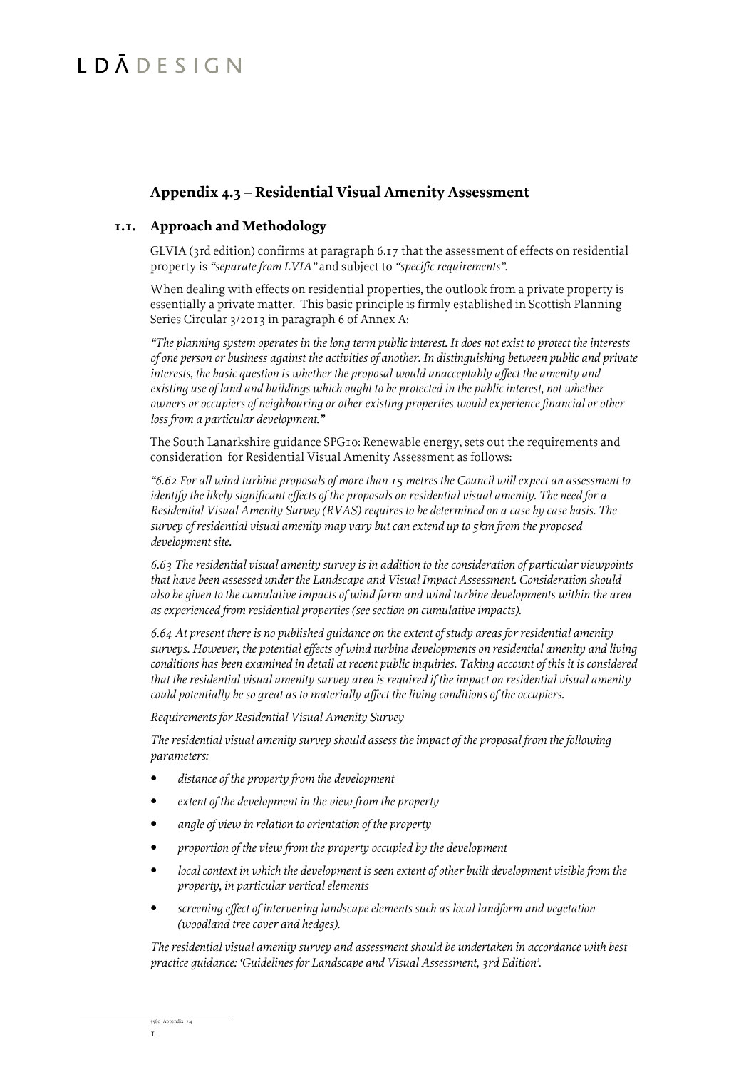## Appendix 4.3 – Residential Visual Amenity Assessment

### 1.1. Approach and Methodology

GLVIA (3rd edition) confirms at paragraph 6.17 that the assessment of effects on residential property is *"separate from LVIA"* and subject to *"specific requirements"*.

When dealing with effects on residential properties, the outlook from a private property is essentially a private matter. This basic principle is firmly established in Scottish Planning Series Circular 3/2013 in paragraph 6 of Annex A:

*"The planning system operates in the long term public interest. It does not exist to protect the interests of one person or business against the activities of another. In distinguishing between public and private interests, the basic question is whether the proposal would unacceptably affect the amenity and existing use of land and buildings which ought to be protected in the public interest, not whether owners or occupiers of neighbouring or other existing properties would experience financial or other loss from a particular development."*

The South Lanarkshire guidance SPG10: Renewable energy, sets out the requirements and consideration for Residential Visual Amenity Assessment as follows:

*"6.62 For all wind turbine proposals of more than 15 metres the Council will expect an assessment to identify the likely significant effects of the proposals on residential visual amenity. The need for a Residential Visual Amenity Survey (RVAS) requires to be determined on a case by case basis. The survey of residential visual amenity may vary but can extend up to 5km from the proposed development site.*

*6.63 The residential visual amenity survey is in addition to the consideration of particular viewpoints that have been assessed under the Landscape and Visual Impact Assessment. Consideration should also be given to the cumulative impacts of wind farm and wind turbine developments within the area as experienced from residential properties (see section on cumulative impacts).*

*6.64 At present there is no published guidance on the extent of study areas for residential amenity surveys. However, the potential effects of wind turbine developments on residential amenity and living conditions has been examined in detail at recent public inquiries. Taking account of this it is considered that the residential visual amenity survey area is required if the impact on residential visual amenity could potentially be so great as to materially affect the living conditions of the occupiers.*

*Requirements for Residential Visual Amenity Survey*

*The residential visual amenity survey should assess the impact of the proposal from the following parameters:*

- *distance of the property from the development*
- *extent of the development in the view from the property*
- *angle of view in relation to orientation of the property*
- *proportion of the view from the property occupied by the development*
- *local context in which the development is seen extent of other built development visible from the property, in particular vertical elements*
- *screening effect of intervening landscape elements such as local landform and vegetation (woodland tree cover and hedges).*

*The residential visual amenity survey and assessment should be undertaken in accordance with best practice guidance: 'Guidelines for Landscape and Visual Assessment, 3rd Edition'.*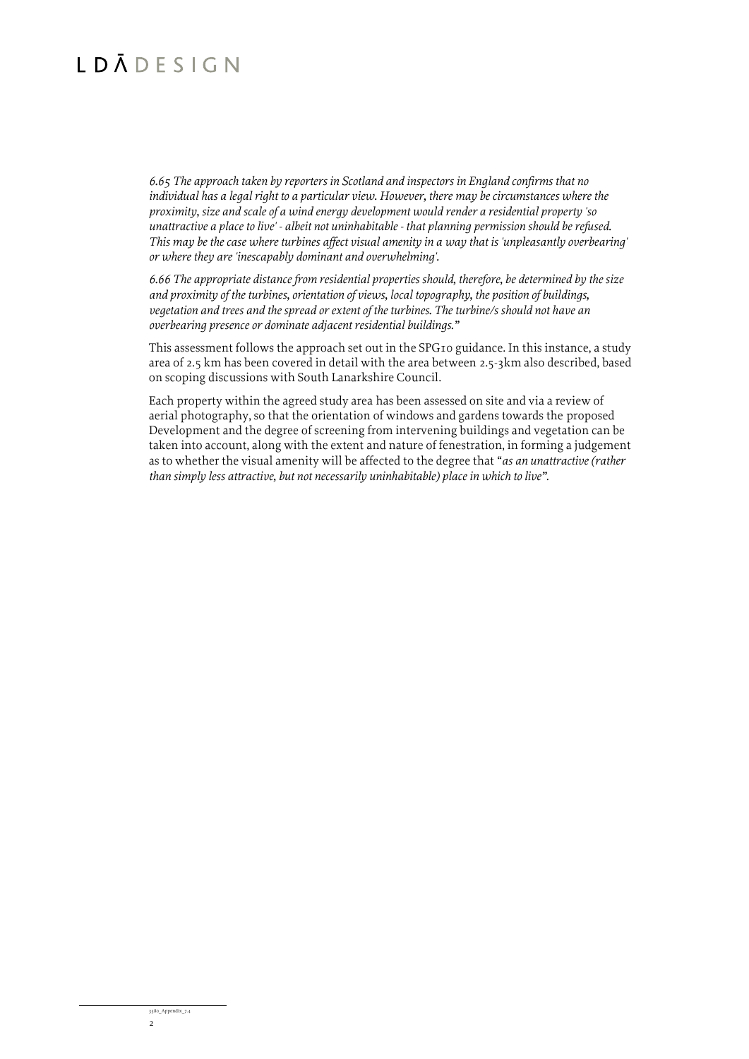*6.65 The approach taken by reporters in Scotland and inspectors in England confirms that no individual has a legal right to a particular view. However, there may be circumstances where the proximity, size and scale of a wind energy development would render a residential property 'so unattractive a place to live' - albeit not uninhabitable - that planning permission should be refused. This may be the case where turbines affect visual amenity in a way that is 'unpleasantly overbearing' or where they are 'inescapably dominant and overwhelming'.*

*6.66 The appropriate distance from residential properties should, therefore, be determined by the size and proximity of the turbines, orientation of views, local topography, the position of buildings, vegetation and trees and the spread or extent of the turbines. The turbine/s should not have an overbearing presence or dominate adjacent residential buildings."*

This assessment follows the approach set out in the SPG10 guidance. In this instance, a study area of 2.5 km has been covered in detail with the area between 2.5-3km also described, based on scoping discussions with South Lanarkshire Council.

Each property within the agreed study area has been assessed on site and via a review of aerial photography, so that the orientation of windows and gardens towards the proposed Development and the degree of screening from intervening buildings and vegetation can be taken into account, along with the extent and nature of fenestration, in forming a judgement as to whether the visual amenity will be affected to the degree that "*as an unattractive (rather than simply less attractive, but not necessarily uninhabitable) place in which to live*".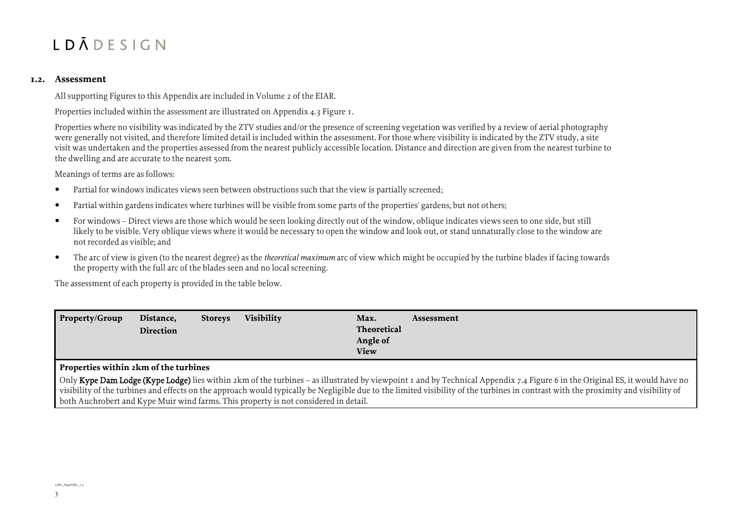## 1.2. Assessment

All supporting Figures to this Appendix are included in Volume 2 of the EIAR.

Properties included within the assessment are illustrated on Appendix 4.3 Figure 1.

Properties where no visibility was indicated by the ZTV studies and/or the presence of screening vegetation was verified by a review of aerial photography were generally not visited, and therefore limited detail is included within the assessment. For those where visibility is indicated by the ZTV study, a site visit was undertaken and the properties assessed from the nearest publicly accessible location. Distance and direction are given from the nearest turbine to the dwelling and are accurate to the nearest 50m.

Meanings of terms are as follows:

- Partial for windows indicates views seen between obstructions such that the view is partially screened;
- Partial within gardens indicates where turbines will be visible from some parts of the properties' gardens, but not others;
- For windows – Direct views are those which would be seen looking directly out of the window, oblique indicates views seen to one side, but still likely to be visible. Very oblique views where it would be necessary to open the window and look out, or stand unnaturally close to the window are not recorded as visible; and
- The arc of view is given (to the nearest degree) as the *theoretical maximum* arc of view which might be occupied by the turbine blades if facing towards the property with the full arc of the blades seen and no local screening.

The assessment of each property is provided in the table below.

| Property/Group | Distance, Direction | Storeys | Visibility | Max. Theoretical Angle of View | Assessment |
|---|---|---|---|---|---|
| **Properties within 2km of the turbines** | | | | | |
| Only **Kype Dam Lodge (Kype Lodge)** lies within 2km of the turbines – as illustrated by viewpoint 1 and by Technical Appendix 7.4 Figure 6 in the Original ES, it would have no visibility of the turbines and effects on the approach would typically be Negligible due to the limited visibility of the turbines in contrast with the proximity and visibility of both Auchrobert and Kype Muir wind farms. This property is not considered in detail. | | | | | |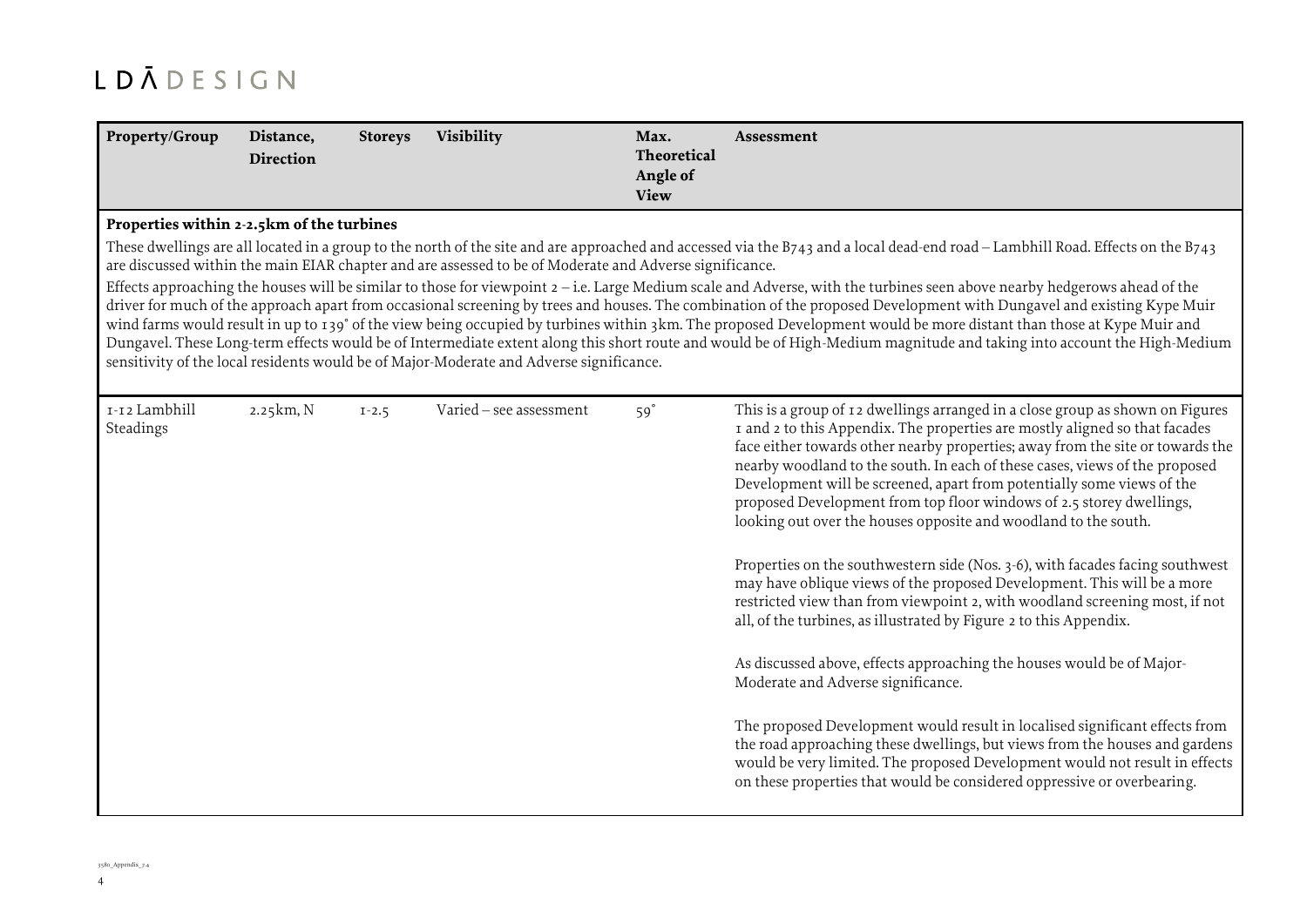| Property/Group | Distance, Direction | Storeys | Visibility | Max. Theoretical Angle of View | Assessment |
|---|---|---|---|---|---|
| **Properties within 2-2.5km of the turbines** | | | | | |
| These dwellings are all located in a group to the north of the site and are approached and accessed via the B743 and a local dead-end road – Lambhill Road. Effects on the B743 are discussed within the main EIAR chapter and are assessed to be of Moderate and Adverse significance. Effects approaching the houses will be similar to those for viewpoint 2 – i.e. Large Medium scale and Adverse, with the turbines seen above nearby hedgerows ahead of the driver for much of the approach apart from occasional screening by trees and houses. The combination of the proposed Development with Dungavel and existing Kype Muir wind farms would result in up to 139° of the view being occupied by turbines within 3km. The proposed Development would be more distant than those at Kype Muir and Dungavel. These Long-term effects would be of Intermediate extent along this short route and would be of High-Medium magnitude and taking into account the High-Medium sensitivity of the local residents would be of Major-Moderate and Adverse significance. | | | | | |
| 1-12 Lambhill Steadings | 2.25km, N | 1-2.5 | Varied – see assessment | 59° | This is a group of 12 dwellings arranged in a close group as shown on Figures 1 and 2 to this Appendix. The properties are mostly aligned so that facades face either towards other nearby properties; away from the site or towards the nearby woodland to the south. In each of these cases, views of the proposed Development will be screened, apart from potentially some views of the proposed Development from top floor windows of 2.5 storey dwellings, looking out over the houses opposite and woodland to the south.<br><br>Properties on the southwestern side (Nos. 3-6), with facades facing southwest may have oblique views of the proposed Development. This will be a more restricted view than from viewpoint 2, with woodland screening most, if not all, of the turbines, as illustrated by Figure 2 to this Appendix.<br><br>As discussed above, effects approaching the houses would be of Major-Moderate and Adverse significance.<br><br>The proposed Development would result in localised significant effects from the road approaching these dwellings, but views from the houses and gardens would be very limited. The proposed Development would not result in effects on these properties that would be considered oppressive or overbearing. |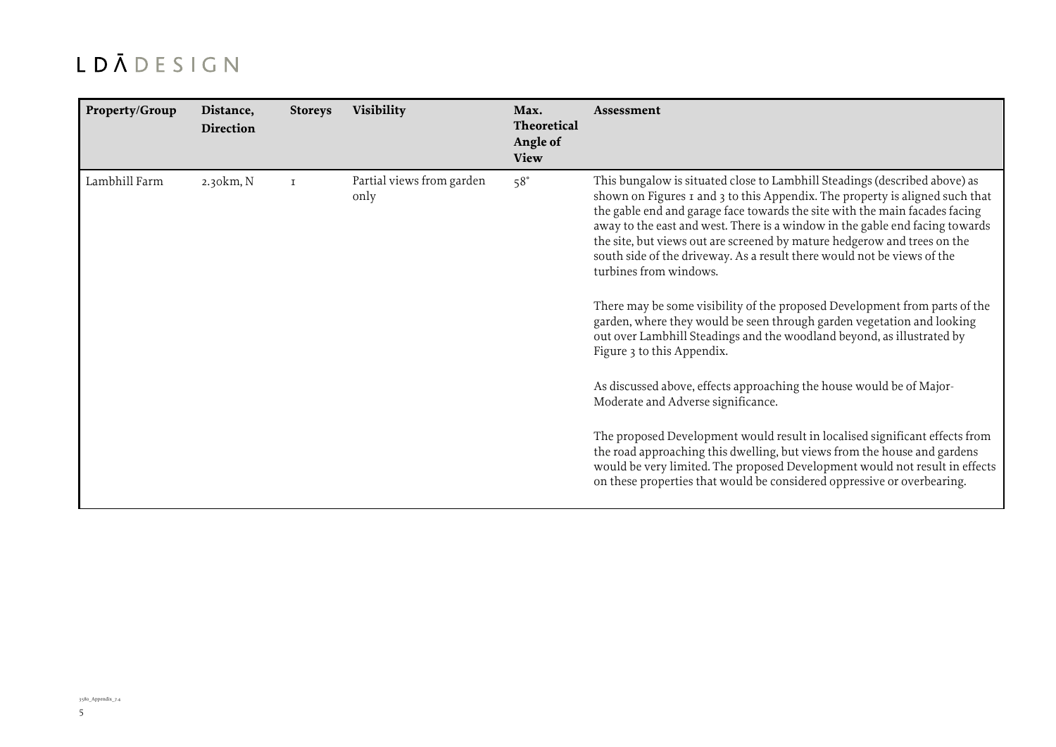| Property/Group | Distance, Direction | Storeys | Visibility | Max. Theoretical Angle of View | Assessment |
|---|---|---|---|---|---|
| Lambhill Farm | 2.30km, N | 1 | Partial views from garden only | 58° | This bungalow is situated close to Lambhill Steadings (described above) as shown on Figures 1 and 3 to this Appendix. The property is aligned such that the gable end and garage face towards the site with the main facades facing away to the east and west. There is a window in the gable end facing towards the site, but views out are screened by mature hedgerow and trees on the south side of the driveway. As a result there would not be views of the turbines from windows.<br><br>There may be some visibility of the proposed Development from parts of the garden, where they would be seen through garden vegetation and looking out over Lambhill Steadings and the woodland beyond, as illustrated by Figure 3 to this Appendix.<br><br>As discussed above, effects approaching the house would be of Major-Moderate and Adverse significance.<br><br>The proposed Development would result in localised significant effects from the road approaching this dwelling, but views from the house and gardens would be very limited. The proposed Development would not result in effects on these properties that would be considered oppressive or overbearing. |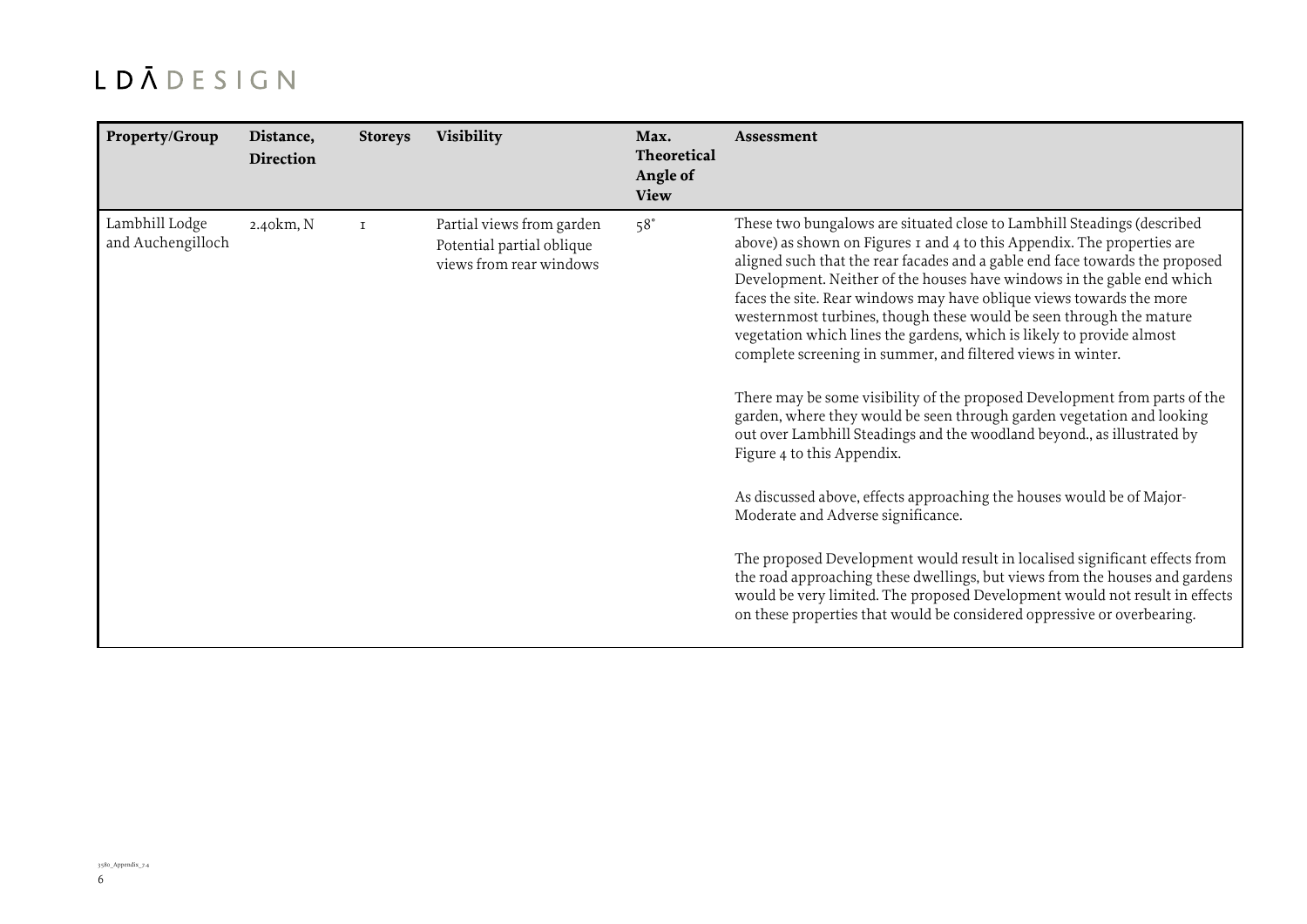| Property/Group | Distance, Direction | Storeys | Visibility | Max. Theoretical Angle of View | Assessment |
| --- | --- | --- | --- | --- | --- |
| Lambhill Lodge and Auchengilloch | 2.40km, N | 1 | Partial views from garden Potential partial oblique views from rear windows | 58° | These two bungalows are situated close to Lambhill Steadings (described above) as shown on Figures 1 and 4 to this Appendix. The properties are aligned such that the rear facades and a gable end face towards the proposed Development. Neither of the houses have windows in the gable end which faces the site. Rear windows may have oblique views towards the more westernmost turbines, though these would be seen through the mature vegetation which lines the gardens, which is likely to provide almost complete screening in summer, and filtered views in winter.<br><br>There may be some visibility of the proposed Development from parts of the garden, where they would be seen through garden vegetation and looking out over Lambhill Steadings and the woodland beyond., as illustrated by Figure 4 to this Appendix.<br><br>As discussed above, effects approaching the houses would be of Major-Moderate and Adverse significance.<br><br>The proposed Development would result in localised significant effects from the road approaching these dwellings, but views from the houses and gardens would be very limited. The proposed Development would not result in effects on these properties that would be considered oppressive or overbearing. |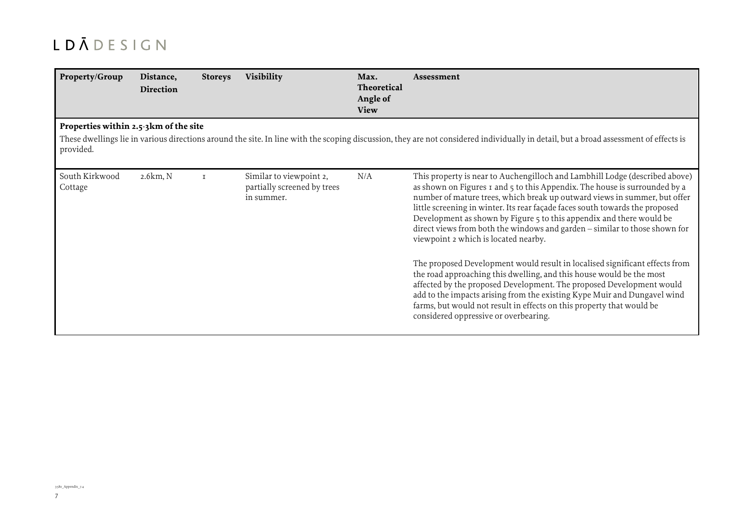| Property/Group | Distance, Direction | Storeys | Visibility | Max. Theoretical Angle of View | Assessment |
|---|---|---|---|---|---|
| **Properties within 2.5-3km of the site** These dwellings lie in various directions around the site. In line with the scoping discussion, they are not considered individually in detail, but a broad assessment of effects is provided. | | | | | |
| South Kirkwood Cottage | 2.6km, N | 1 | Similar to viewpoint 2, partially screened by trees in summer. | N/A | This property is near to Auchengilloch and Lambhill Lodge (described above) as shown on Figures 1 and 5 to this Appendix. The house is surrounded by a number of mature trees, which break up outward views in summer, but offer little screening in winter. Its rear façade faces south towards the proposed Development as shown by Figure 5 to this appendix and there would be direct views from both the windows and garden – similar to those shown for viewpoint 2 which is located nearby.<br><br>The proposed Development would result in localised significant effects from the road approaching this dwelling, and this house would be the most affected by the proposed Development. The proposed Development would add to the impacts arising from the existing Kype Muir and Dungavel wind farms, but would not result in effects on this property that would be considered oppressive or overbearing. |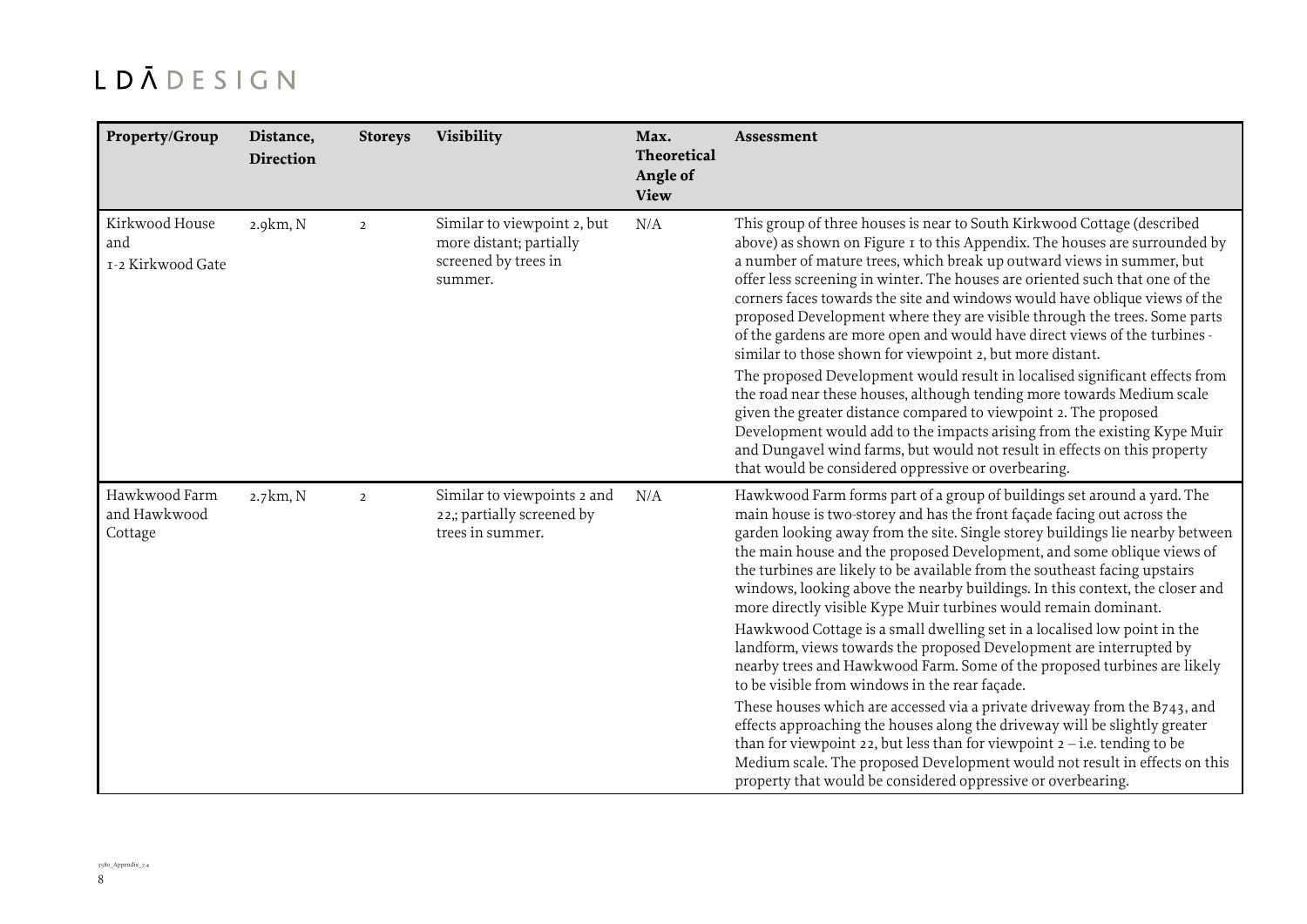| Property/Group | Distance, Direction | Storeys | Visibility | Max. Theoretical Angle of View | Assessment |
|---|---|---|---|---|---|
| Kirkwood House and 1-2 Kirkwood Gate | 2.9km, N | 2 | Similar to viewpoint 2, but more distant; partially screened by trees in summer. | N/A | This group of three houses is near to South Kirkwood Cottage (described above) as shown on Figure 1 to this Appendix. The houses are surrounded by a number of mature trees, which break up outward views in summer, but offer less screening in winter. The houses are oriented such that one of the corners faces towards the site and windows would have oblique views of the proposed Development where they are visible through the trees. Some parts of the gardens are more open and would have direct views of the turbines - similar to those shown for viewpoint 2, but more distant.<br><br>The proposed Development would result in localised significant effects from the road near these houses, although tending more towards Medium scale given the greater distance compared to viewpoint 2. The proposed Development would add to the impacts arising from the existing Kype Muir and Dungavel wind farms, but would not result in effects on this property that would be considered oppressive or overbearing. |
| Hawkwood Farm and Hawkwood Cottage | 2.7km, N | 2 | Similar to viewpoints 2 and 22,; partially screened by trees in summer. | N/A | Hawkwood Farm forms part of a group of buildings set around a yard. The main house is two-storey and has the front façade facing out across the garden looking away from the site. Single storey buildings lie nearby between the main house and the proposed Development, and some oblique views of the turbines are likely to be available from the southeast facing upstairs windows, looking above the nearby buildings. In this context, the closer and more directly visible Kype Muir turbines would remain dominant.<br><br>Hawkwood Cottage is a small dwelling set in a localised low point in the landform, views towards the proposed Development are interrupted by nearby trees and Hawkwood Farm. Some of the proposed turbines are likely to be visible from windows in the rear façade.<br><br>These houses which are accessed via a private driveway from the B743, and effects approaching the houses along the driveway will be slightly greater than for viewpoint 22, but less than for viewpoint 2 – i.e. tending to be Medium scale. The proposed Development would not result in effects on this property that would be considered oppressive or overbearing. |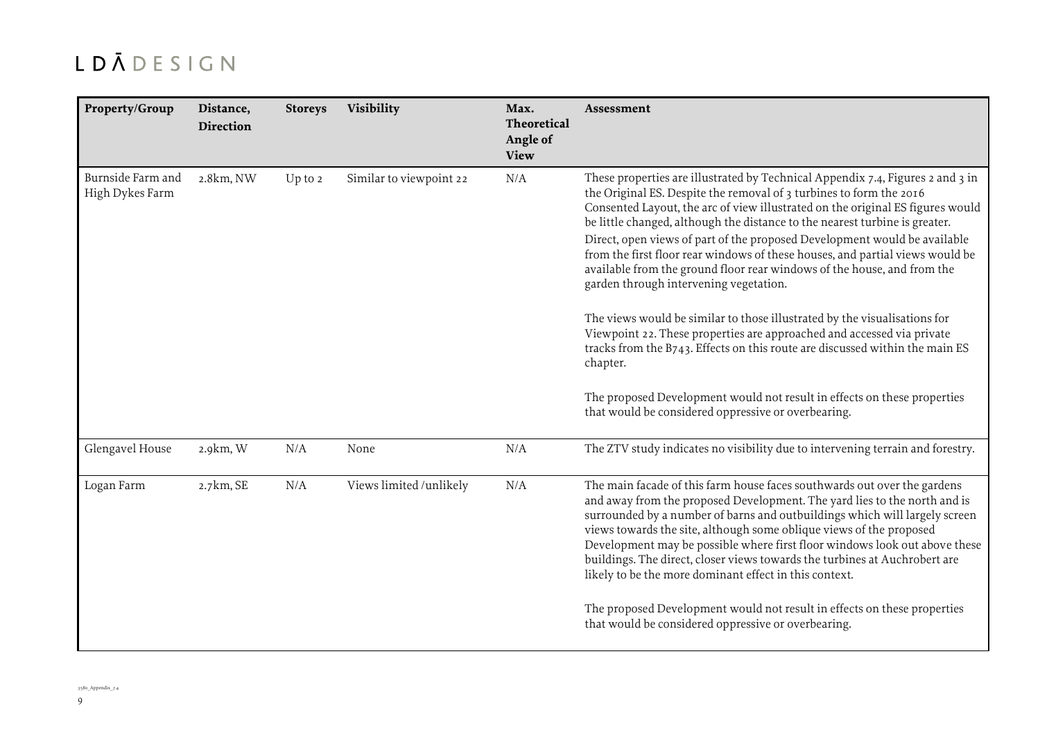| Property/Group | Distance, Direction | Storeys | Visibility | Max. Theoretical Angle of View | Assessment |
|---|---|---|---|---|---|
| Burnside Farm and High Dykes Farm | 2.8km, NW | Up to 2 | Similar to viewpoint 22 | N/A | These properties are illustrated by Technical Appendix 7.4, Figures 2 and 3 in the Original ES. Despite the removal of 3 turbines to form the 2016 Consented Layout, the arc of view illustrated on the original ES figures would be little changed, although the distance to the nearest turbine is greater. Direct, open views of part of the proposed Development would be available from the first floor rear windows of these houses, and partial views would be available from the ground floor rear windows of the house, and from the garden through intervening vegetation.<br><br>The views would be similar to those illustrated by the visualisations for Viewpoint 22. These properties are approached and accessed via private tracks from the B743. Effects on this route are discussed within the main ES chapter.<br><br>The proposed Development would not result in effects on these properties that would be considered oppressive or overbearing. |
| Glengavel House | 2.9km, W | N/A | None | N/A | The ZTV study indicates no visibility due to intervening terrain and forestry. |
| Logan Farm | 2.7km, SE | N/A | Views limited /unlikely | N/A | The main facade of this farm house faces southwards out over the gardens and away from the proposed Development. The yard lies to the north and is surrounded by a number of barns and outbuildings which will largely screen views towards the site, although some oblique views of the proposed Development may be possible where first floor windows look out above these buildings. The direct, closer views towards the turbines at Auchrobert are likely to be the more dominant effect in this context.<br><br>The proposed Development would not result in effects on these properties that would be considered oppressive or overbearing. |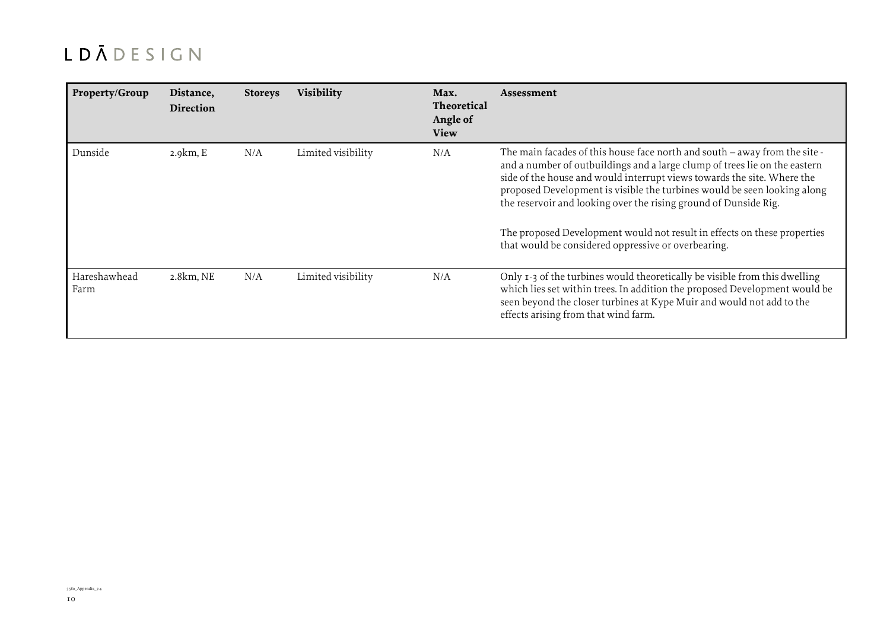| Property/Group | Distance, Direction | Storeys | Visibility | Max. Theoretical Angle of View | Assessment |
|---|---|---|---|---|---|
| Dunside | 2.9km, E | N/A | Limited visibility | N/A | The main facades of this house face north and south – away from the site - and a number of outbuildings and a large clump of trees lie on the eastern side of the house and would interrupt views towards the site. Where the proposed Development is visible the turbines would be seen looking along the reservoir and looking over the rising ground of Dunside Rig.<br><br>The proposed Development would not result in effects on these properties that would be considered oppressive or overbearing. |
| Hareshawhead Farm | 2.8km, NE | N/A | Limited visibility | N/A | Only 1-3 of the turbines would theoretically be visible from this dwelling which lies set within trees. In addition the proposed Development would be seen beyond the closer turbines at Kype Muir and would not add to the effects arising from that wind farm. |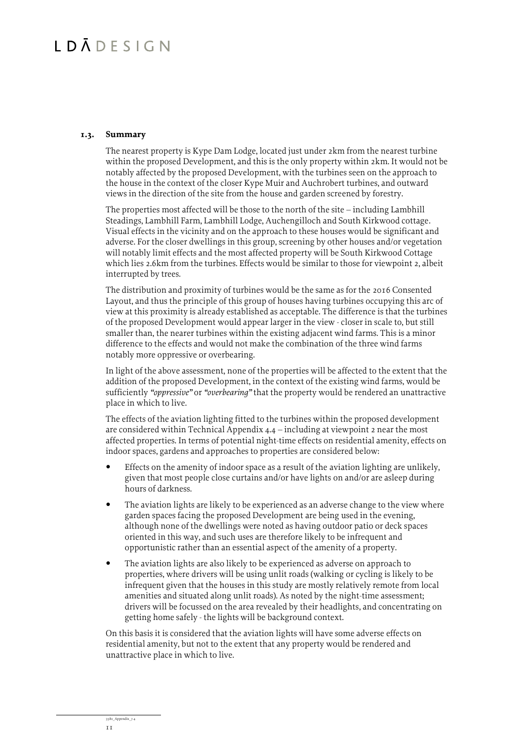## 1.3. Summary

The nearest property is Kype Dam Lodge, located just under 2km from the nearest turbine within the proposed Development, and this is the only property within 2km. It would not be notably affected by the proposed Development, with the turbines seen on the approach to the house in the context of the closer Kype Muir and Auchrobert turbines, and outward views in the direction of the site from the house and garden screened by forestry.

The properties most affected will be those to the north of the site – including Lambhill Steadings, Lambhill Farm, Lambhill Lodge, Auchengilloch and South Kirkwood cottage. Visual effects in the vicinity and on the approach to these houses would be significant and adverse. For the closer dwellings in this group, screening by other houses and/or vegetation will notably limit effects and the most affected property will be South Kirkwood Cottage which lies 2.6km from the turbines. Effects would be similar to those for viewpoint 2, albeit interrupted by trees.

The distribution and proximity of turbines would be the same as for the 2016 Consented Layout, and thus the principle of this group of houses having turbines occupying this arc of view at this proximity is already established as acceptable. The difference is that the turbines of the proposed Development would appear larger in the view - closer in scale to, but still smaller than, the nearer turbines within the existing adjacent wind farms. This is a minor difference to the effects and would not make the combination of the three wind farms notably more oppressive or overbearing.

In light of the above assessment, none of the properties will be affected to the extent that the addition of the proposed Development, in the context of the existing wind farms, would be sufficiently *"oppressive"* or *"overbearing"* that the property would be rendered an unattractive place in which to live.

The effects of the aviation lighting fitted to the turbines within the proposed development are considered within Technical Appendix 4.4 – including at viewpoint 2 near the most affected properties. In terms of potential night-time effects on residential amenity, effects on indoor spaces, gardens and approaches to properties are considered below:

- Effects on the amenity of indoor space as a result of the aviation lighting are unlikely, given that most people close curtains and/or have lights on and/or are asleep during hours of darkness.
- The aviation lights are likely to be experienced as an adverse change to the view where garden spaces facing the proposed Development are being used in the evening, although none of the dwellings were noted as having outdoor patio or deck spaces oriented in this way, and such uses are therefore likely to be infrequent and opportunistic rather than an essential aspect of the amenity of a property.
- The aviation lights are also likely to be experienced as adverse on approach to properties, where drivers will be using unlit roads (walking or cycling is likely to be infrequent given that the houses in this study are mostly relatively remote from local amenities and situated along unlit roads). As noted by the night-time assessment; drivers will be focussed on the area revealed by their headlights, and concentrating on getting home safely - the lights will be background context.

On this basis it is considered that the aviation lights will have some adverse effects on residential amenity, but not to the extent that any property would be rendered and unattractive place in which to live.